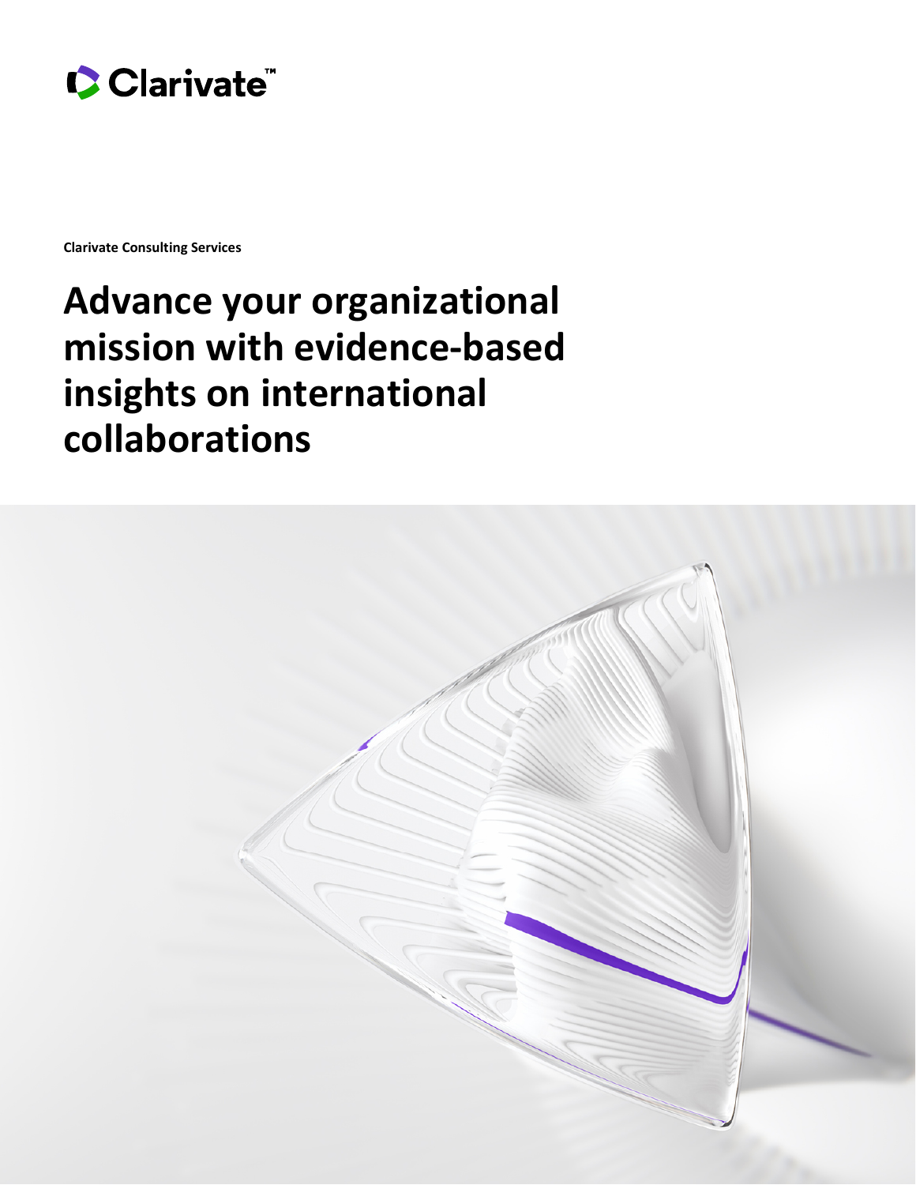Clarivate™

Clarivate Consulting Services

# Advance your organizational mission with evidence-based insights on international collaborations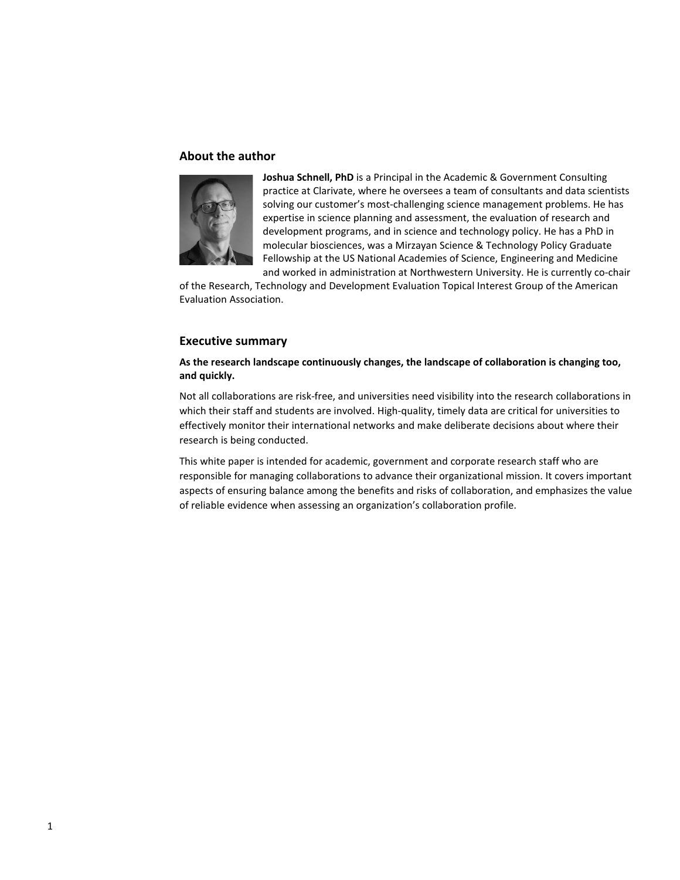## About the author

**Joshua Schnell, PhD** is a Principal in the Academic & Government Consulting practice at Clarivate, where he oversees a team of consultants and data scientists solving our customer's most-challenging science management problems. He has expertise in science planning and assessment, the evaluation of research and development programs, and in science and technology policy. He has a PhD in molecular biosciences, was a Mirzayan Science & Technology Policy Graduate Fellowship at the US National Academies of Science, Engineering and Medicine and worked in administration at Northwestern University. He is currently co-chair of the Research, Technology and Development Evaluation Topical Interest Group of the American Evaluation Association.

## Executive summary

**As the research landscape continuously changes, the landscape of collaboration is changing too, and quickly.**

Not all collaborations are risk-free, and universities need visibility into the research collaborations in which their staff and students are involved. High-quality, timely data are critical for universities to effectively monitor their international networks and make deliberate decisions about where their research is being conducted.

This white paper is intended for academic, government and corporate research staff who are responsible for managing collaborations to advance their organizational mission. It covers important aspects of ensuring balance among the benefits and risks of collaboration, and emphasizes the value of reliable evidence when assessing an organization's collaboration profile.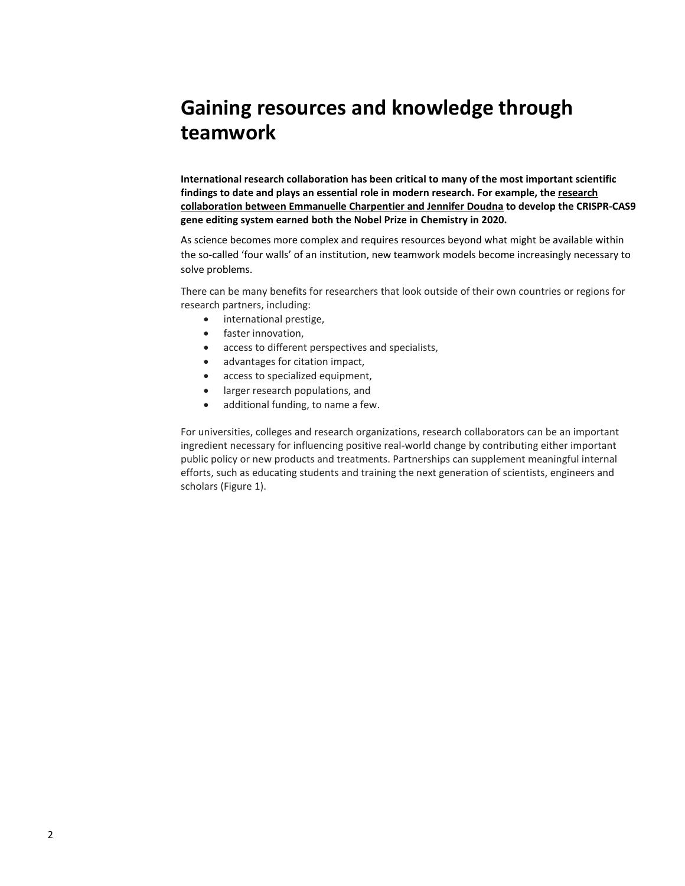# Gaining resources and knowledge through teamwork

**International research collaboration has been critical to many of the most important scientific findings to date and plays an essential role in modern research. For example, the research collaboration between Emmanuelle Charpentier and Jennifer Doudna to develop the CRISPR-CAS9 gene editing system earned both the Nobel Prize in Chemistry in 2020.**

As science becomes more complex and requires resources beyond what might be available within the so-called 'four walls' of an institution, new teamwork models become increasingly necessary to solve problems.

There can be many benefits for researchers that look outside of their own countries or regions for research partners, including:

- international prestige,
- faster innovation,
- access to different perspectives and specialists,
- advantages for citation impact,
- access to specialized equipment,
- larger research populations, and
- additional funding, to name a few.

For universities, colleges and research organizations, research collaborators can be an important ingredient necessary for influencing positive real-world change by contributing either important public policy or new products and treatments. Partnerships can supplement meaningful internal efforts, such as educating students and training the next generation of scientists, engineers and scholars (Figure 1).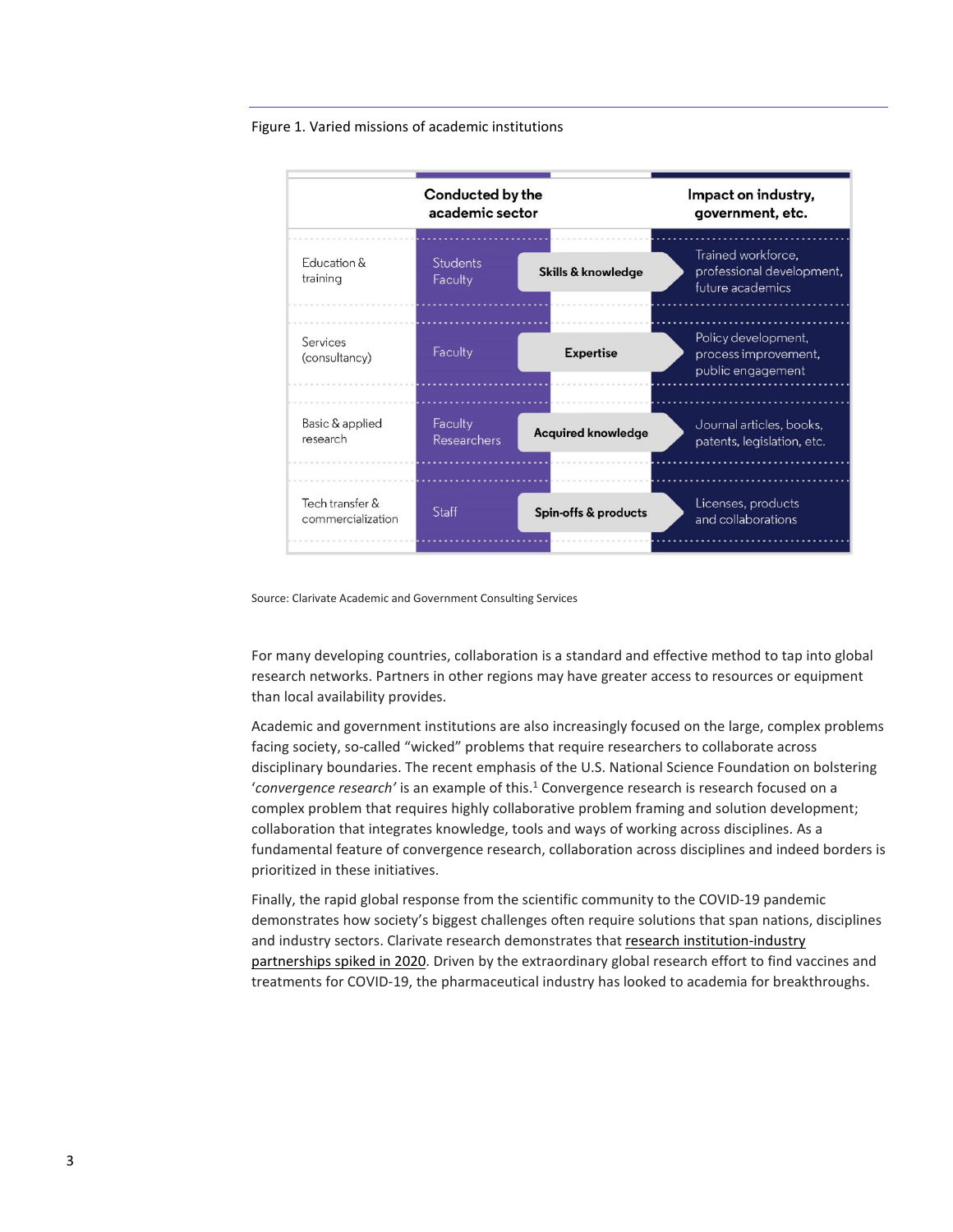Figure 1. Varied missions of academic institutions

| | Conducted by the academic sector | | Impact on industry, government, etc. |
|---|---|---|---|
| Education & training | Students Faculty | Skills & knowledge | Trained workforce, professional development, future academics |
| Services (consultancy) | Faculty | Expertise | Policy development, process improvement, public engagement |
| Basic & applied research | Faculty Researchers | Acquired knowledge | Journal articles, books, patents, legislation, etc. |
| Tech transfer & commercialization | Staff | Spin-offs & products | Licenses, products and collaborations |

Source: Clarivate Academic and Government Consulting Services

For many developing countries, collaboration is a standard and effective method to tap into global research networks. Partners in other regions may have greater access to resources or equipment than local availability provides.

Academic and government institutions are also increasingly focused on the large, complex problems facing society, so-called "wicked" problems that require researchers to collaborate across disciplinary boundaries. The recent emphasis of the U.S. National Science Foundation on bolstering '*convergence research'* is an example of this.[1] Convergence research is research focused on a complex problem that requires highly collaborative problem framing and solution development; collaboration that integrates knowledge, tools and ways of working across disciplines. As a fundamental feature of convergence research, collaboration across disciplines and indeed borders is prioritized in these initiatives.

Finally, the rapid global response from the scientific community to the COVID-19 pandemic demonstrates how society's biggest challenges often require solutions that span nations, disciplines and industry sectors. Clarivate research demonstrates that research institution-industry partnerships spiked in 2020. Driven by the extraordinary global research effort to find vaccines and treatments for COVID-19, the pharmaceutical industry has looked to academia for breakthroughs.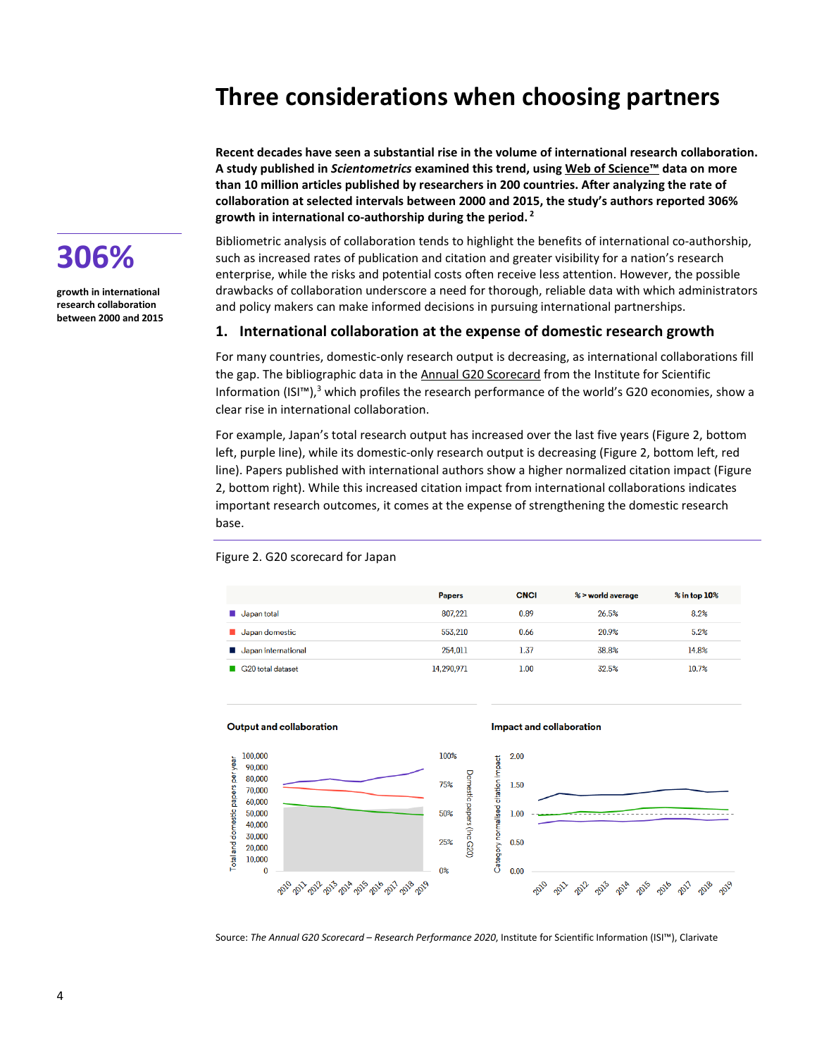# Three considerations when choosing partners

**306%**

**growth in international research collaboration between 2000 and 2015**

**Recent decades have seen a substantial rise in the volume of international research collaboration. A study published in *Scientometrics* examined this trend, using Web of Science™ data on more than 10 million articles published by researchers in 200 countries. After analyzing the rate of collaboration at selected intervals between 2000 and 2015, the study's authors reported 306% growth in international co-authorship during the period.** [2]

Bibliometric analysis of collaboration tends to highlight the benefits of international co-authorship, such as increased rates of publication and citation and greater visibility for a nation's research enterprise, while the risks and potential costs often receive less attention. However, the possible drawbacks of collaboration underscore a need for thorough, reliable data with which administrators and policy makers can make informed decisions in pursuing international partnerships.

## 1. International collaboration at the expense of domestic research growth

For many countries, domestic-only research output is decreasing, as international collaborations fill the gap. The bibliographic data in the Annual G20 Scorecard from the Institute for Scientific Information (ISI™),[3] which profiles the research performance of the world's G20 economies, show a clear rise in international collaboration.

For example, Japan's total research output has increased over the last five years (Figure 2, bottom left, purple line), while its domestic-only research output is decreasing (Figure 2, bottom left, red line). Papers published with international authors show a higher normalized citation impact (Figure 2, bottom right). While this increased citation impact from international collaborations indicates important research outcomes, it comes at the expense of strengthening the domestic research base.

Figure 2. G20 scorecard for Japan

| | Papers | CNCI | % > world average | % in top 10% |
|---|---|---|---|---|
| Japan total | 807,221 | 0.89 | 26.5% | 8.2% |
| Japan domestic | 553,210 | 0.66 | 20.9% | 5.2% |
| Japan international | 254,011 | 1.37 | 38.8% | 14.8% |
| G20 total dataset | 14,290,971 | 1.00 | 32.5% | 10.7% |

Output and collaboration

Impact and collaboration

Source: *The Annual G20 Scorecard – Research Performance 2020*, Institute for Scientific Information (ISI™), Clarivate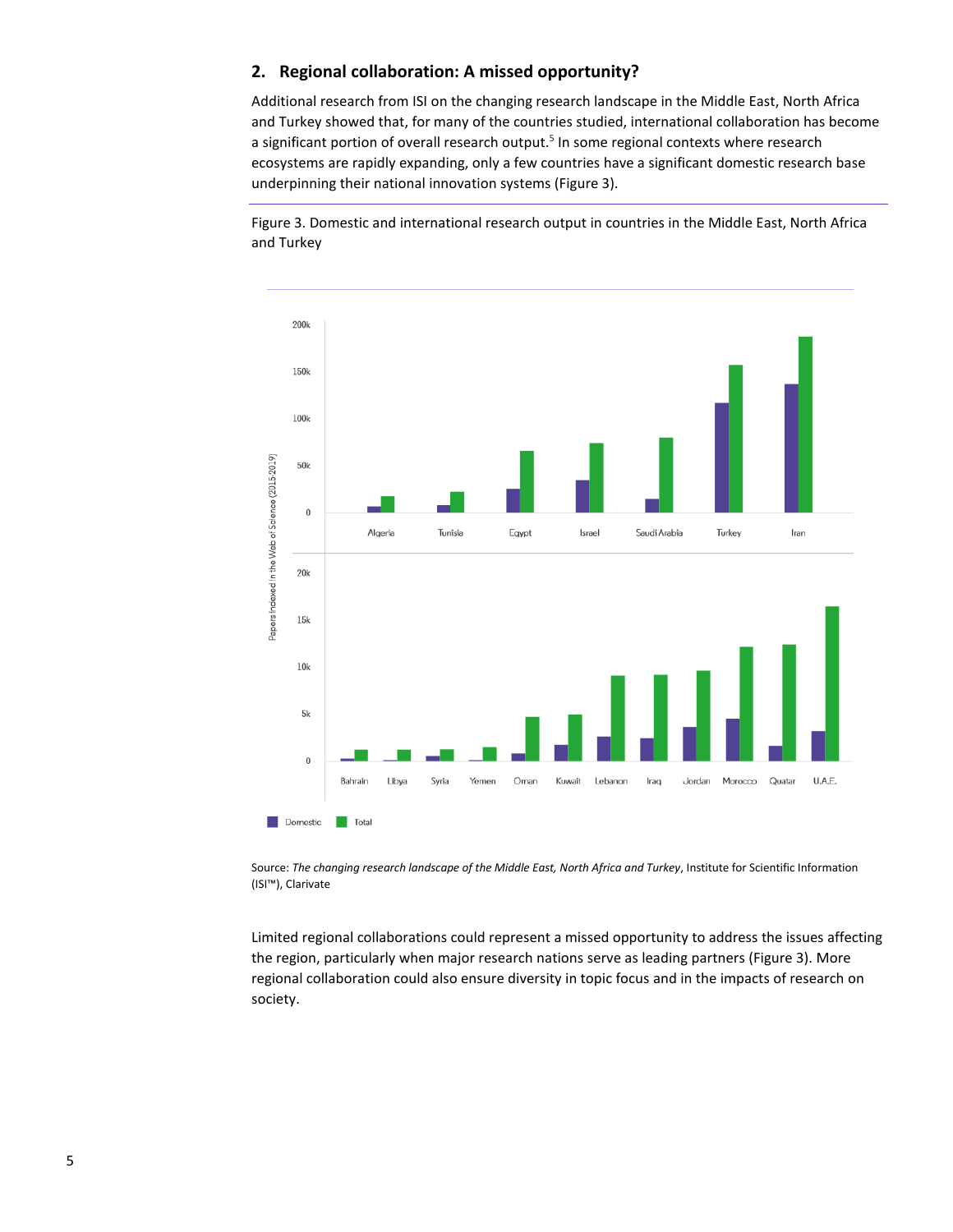## 2. Regional collaboration: A missed opportunity?

Additional research from ISI on the changing research landscape in the Middle East, North Africa and Turkey showed that, for many of the countries studied, international collaboration has become a significant portion of overall research output.[5] In some regional contexts where research ecosystems are rapidly expanding, only a few countries have a significant domestic research base underpinning their national innovation systems (Figure 3).

Figure 3. Domestic and international research output in countries in the Middle East, North Africa and Turkey

Source: *The changing research landscape of the Middle East, North Africa and Turkey*, Institute for Scientific Information (ISI™), Clarivate

Limited regional collaborations could represent a missed opportunity to address the issues affecting the region, particularly when major research nations serve as leading partners (Figure 3). More regional collaboration could also ensure diversity in topic focus and in the impacts of research on society.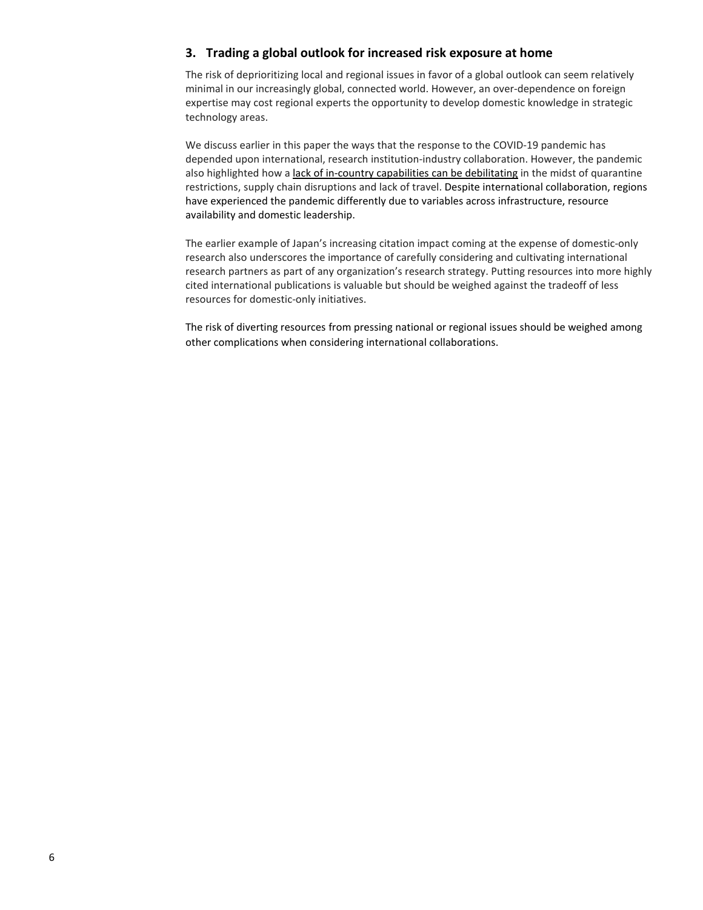### 3. Trading a global outlook for increased risk exposure at home

The risk of deprioritizing local and regional issues in favor of a global outlook can seem relatively minimal in our increasingly global, connected world. However, an over-dependence on foreign expertise may cost regional experts the opportunity to develop domestic knowledge in strategic technology areas.

We discuss earlier in this paper the ways that the response to the COVID-19 pandemic has depended upon international, research institution-industry collaboration. However, the pandemic also highlighted how a lack of in-country capabilities can be debilitating in the midst of quarantine restrictions, supply chain disruptions and lack of travel. Despite international collaboration, regions have experienced the pandemic differently due to variables across infrastructure, resource availability and domestic leadership.

The earlier example of Japan's increasing citation impact coming at the expense of domestic-only research also underscores the importance of carefully considering and cultivating international research partners as part of any organization's research strategy. Putting resources into more highly cited international publications is valuable but should be weighed against the tradeoff of less resources for domestic-only initiatives.

The risk of diverting resources from pressing national or regional issues should be weighed among other complications when considering international collaborations.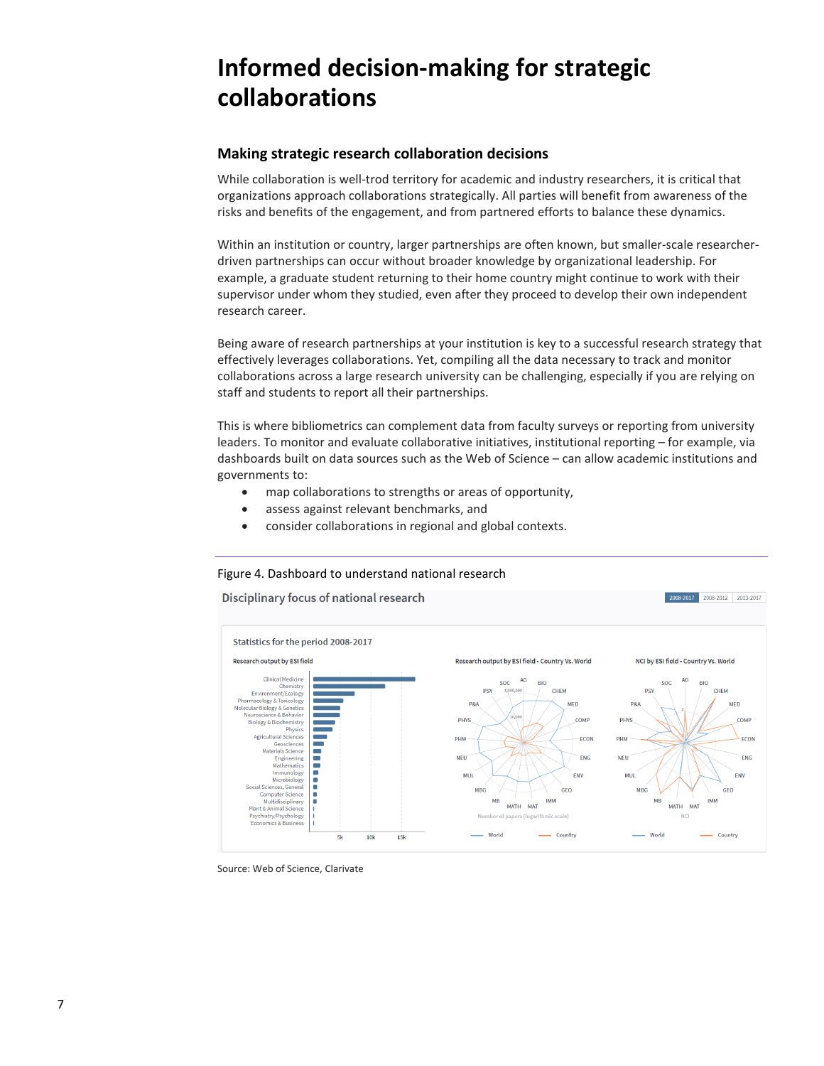# Informed decision-making for strategic collaborations

## Making strategic research collaboration decisions

While collaboration is well-trod territory for academic and industry researchers, it is critical that organizations approach collaborations strategically. All parties will benefit from awareness of the risks and benefits of the engagement, and from partnered efforts to balance these dynamics.

Within an institution or country, larger partnerships are often known, but smaller-scale researcher-driven partnerships can occur without broader knowledge by organizational leadership. For example, a graduate student returning to their home country might continue to work with their supervisor under whom they studied, even after they proceed to develop their own independent research career.

Being aware of research partnerships at your institution is key to a successful research strategy that effectively leverages collaborations. Yet, compiling all the data necessary to track and monitor collaborations across a large research university can be challenging, especially if you are relying on staff and students to report all their partnerships.

This is where bibliometrics can complement data from faculty surveys or reporting from university leaders. To monitor and evaluate collaborative initiatives, institutional reporting – for example, via dashboards built on data sources such as the Web of Science – can allow academic institutions and governments to:

- map collaborations to strengths or areas of opportunity,
- assess against relevant benchmarks, and
- consider collaborations in regional and global contexts.

Figure 4. Dashboard to understand national research

Source: Web of Science, Clarivate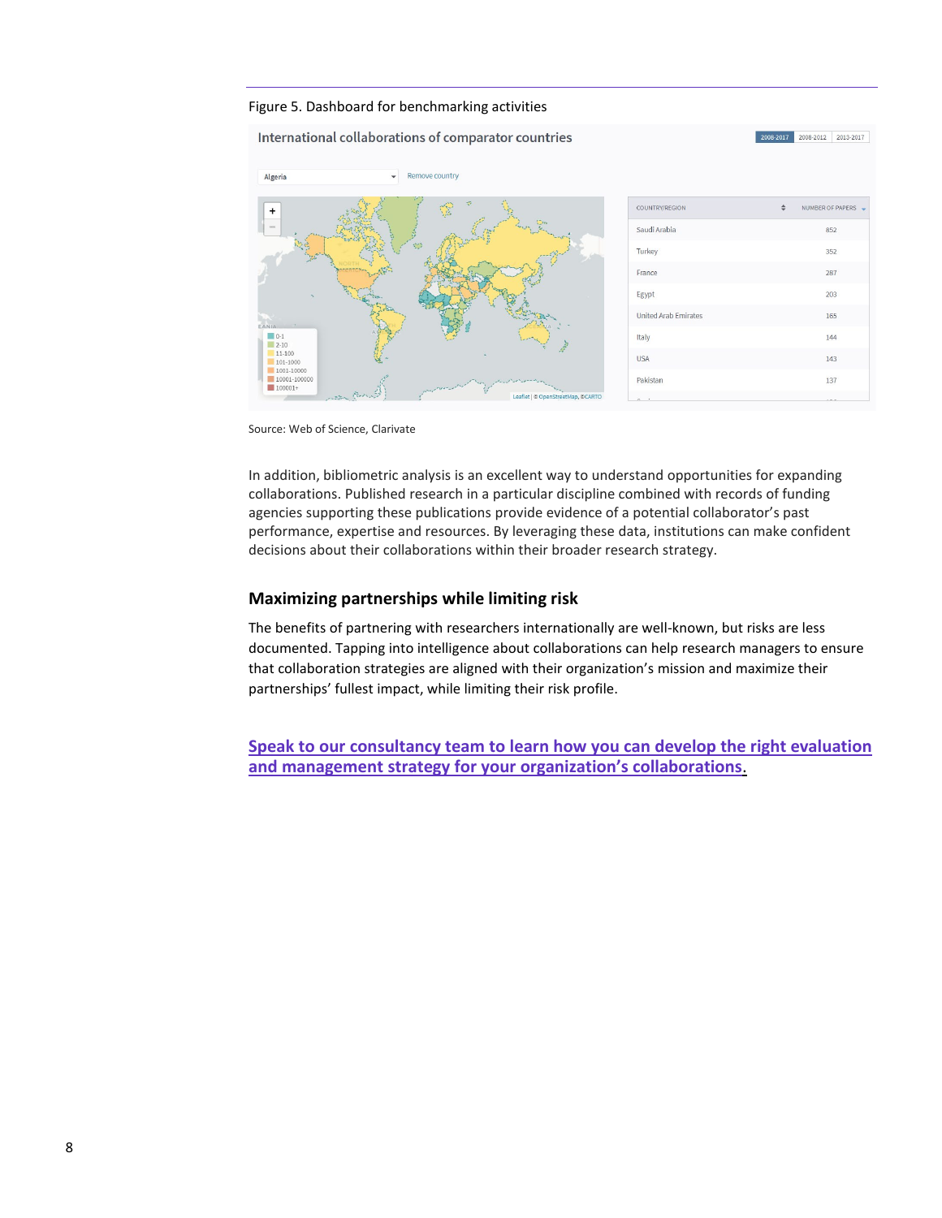Figure 5. Dashboard for benchmarking activities

Source: Web of Science, Clarivate

In addition, bibliometric analysis is an excellent way to understand opportunities for expanding collaborations. Published research in a particular discipline combined with records of funding agencies supporting these publications provide evidence of a potential collaborator's past performance, expertise and resources. By leveraging these data, institutions can make confident decisions about their collaborations within their broader research strategy.

## Maximizing partnerships while limiting risk

The benefits of partnering with researchers internationally are well-known, but risks are less documented. Tapping into intelligence about collaborations can help research managers to ensure that collaboration strategies are aligned with their organization's mission and maximize their partnerships' fullest impact, while limiting their risk profile.

**Speak to our consultancy team to learn how you can develop the right evaluation and management strategy for your organization's collaborations.**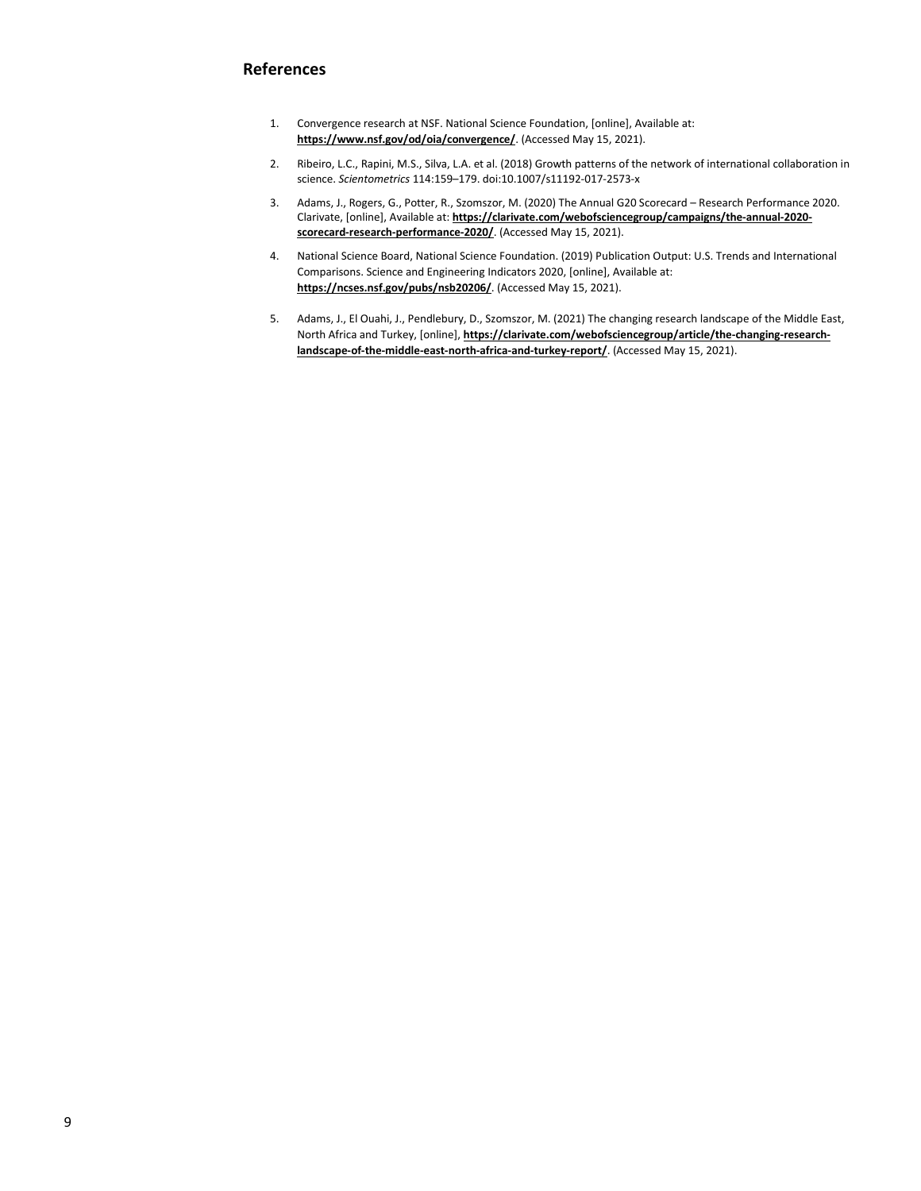## References

1. Convergence research at NSF. National Science Foundation, [online], Available at: **https://www.nsf.gov/od/oia/convergence/**. (Accessed May 15, 2021).

2. Ribeiro, L.C., Rapini, M.S., Silva, L.A. et al. (2018) Growth patterns of the network of international collaboration in science. *Scientometrics* 114:159–179. doi:10.1007/s11192-017-2573-x

3. Adams, J., Rogers, G., Potter, R., Szomszor, M. (2020) The Annual G20 Scorecard – Research Performance 2020. Clarivate, [online], Available at: **https://clarivate.com/webofsciencegroup/campaigns/the-annual-2020-scorecard-research-performance-2020/**. (Accessed May 15, 2021).

4. National Science Board, National Science Foundation. (2019) Publication Output: U.S. Trends and International Comparisons. Science and Engineering Indicators 2020, [online], Available at: **https://ncses.nsf.gov/pubs/nsb20206/**. (Accessed May 15, 2021).

5. Adams, J., El Ouahi, J., Pendlebury, D., Szomszor, M. (2021) The changing research landscape of the Middle East, North Africa and Turkey, [online], **https://clarivate.com/webofsciencegroup/article/the-changing-research-landscape-of-the-middle-east-north-africa-and-turkey-report/**. (Accessed May 15, 2021).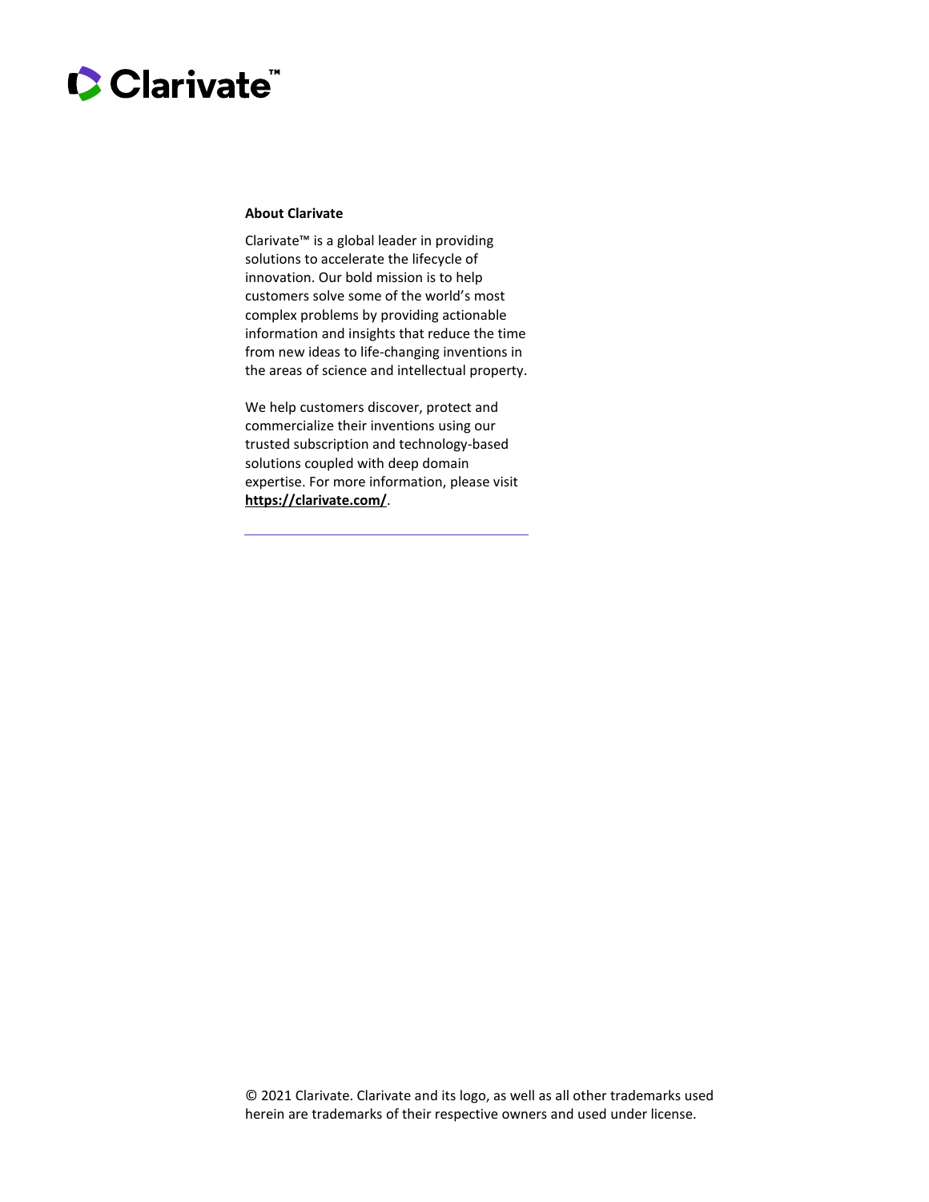Clarivate™

**About Clarivate**

Clarivate™ is a global leader in providing solutions to accelerate the lifecycle of innovation. Our bold mission is to help customers solve some of the world's most complex problems by providing actionable information and insights that reduce the time from new ideas to life-changing inventions in the areas of science and intellectual property.

We help customers discover, protect and commercialize their inventions using our trusted subscription and technology-based solutions coupled with deep domain expertise. For more information, please visit **https://clarivate.com/**.

---

© 2021 Clarivate. Clarivate and its logo, as well as all other trademarks used herein are trademarks of their respective owners and used under license.